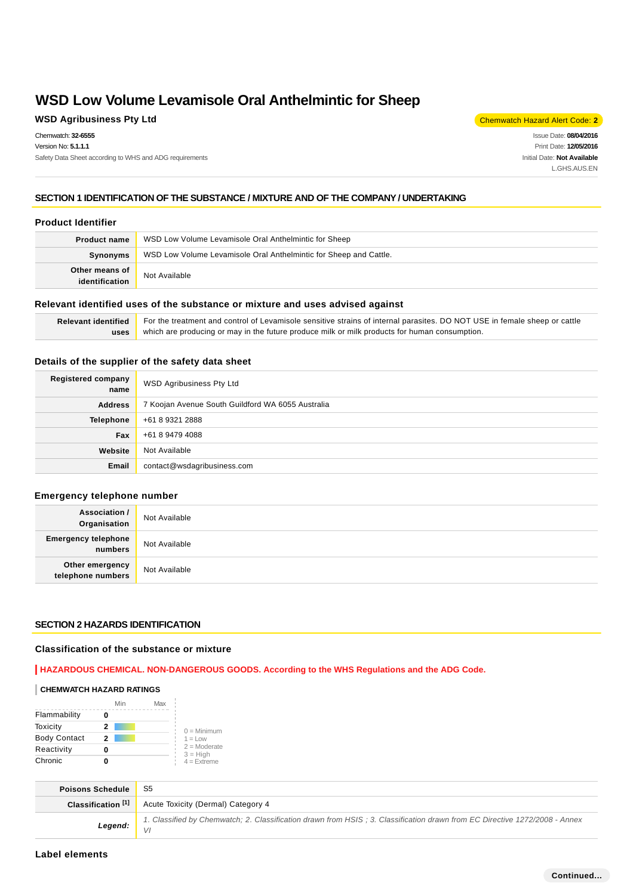# WSD Low Volume Levamisole Oral Anthelmintic for Sheep

**WSD Agribusiness Pty Ltd**

Chemwatch Hazard Alert Code: **2**

Chemwatch: **32-6555**
Version No: **5.1.1.1**
Safety Data Sheet according to WHS and ADG requirements

Issue Date: **08/04/2016**
Print Date: **12/05/2016**
Initial Date: **Not Available**
L.GHS.AUS.EN

## SECTION 1 IDENTIFICATION OF THE SUBSTANCE / MIXTURE AND OF THE COMPANY / UNDERTAKING

### Product Identifier

| | |
|---|---|
| **Product name** | WSD Low Volume Levamisole Oral Anthelmintic for Sheep |
| **Synonyms** | WSD Low Volume Levamisole Oral Anthelmintic for Sheep and Cattle. |
| **Other means of identification** | Not Available |

### Relevant identified uses of the substance or mixture and uses advised against

| | |
|---|---|
| **Relevant identified uses** | For the treatment and control of Levamisole sensitive strains of internal parasites. DO NOT USE in female sheep or cattle which are producing or may in the future produce milk or milk products for human consumption. |

### Details of the supplier of the safety data sheet

| | |
|---|---|
| **Registered company name** | WSD Agribusiness Pty Ltd |
| **Address** | 7 Koojan Avenue South Guildford WA 6055 Australia |
| **Telephone** | +61 8 9321 2888 |
| **Fax** | +61 8 9479 4088 |
| **Website** | Not Available |
| **Email** | contact@wsdagribusiness.com |

### Emergency telephone number

| | |
|---|---|
| **Association / Organisation** | Not Available |
| **Emergency telephone numbers** | Not Available |
| **Other emergency telephone numbers** | Not Available |

## SECTION 2 HAZARDS IDENTIFICATION

### Classification of the substance or mixture

**HAZARDOUS CHEMICAL. NON-DANGEROUS GOODS. According to the WHS Regulations and the ADG Code.**

**CHEMWATCH HAZARD RATINGS**

| | Rating |
|---|---|
| Flammability | 0 |
| Toxicity | 2 |
| Body Contact | 2 |
| Reactivity | 0 |
| Chronic | 0 |

0 = Minimum
1 = Low
2 = Moderate
3 = High
4 = Extreme

| | |
|---|---|
| **Poisons Schedule** | S5 |
| **Classification [1]** | Acute Toxicity (Dermal) Category 4 |
| ***Legend:*** | *1. Classified by Chemwatch; 2. Classification drawn from HSIS ; 3. Classification drawn from EC Directive 1272/2008 - Annex VI* |

### Label elements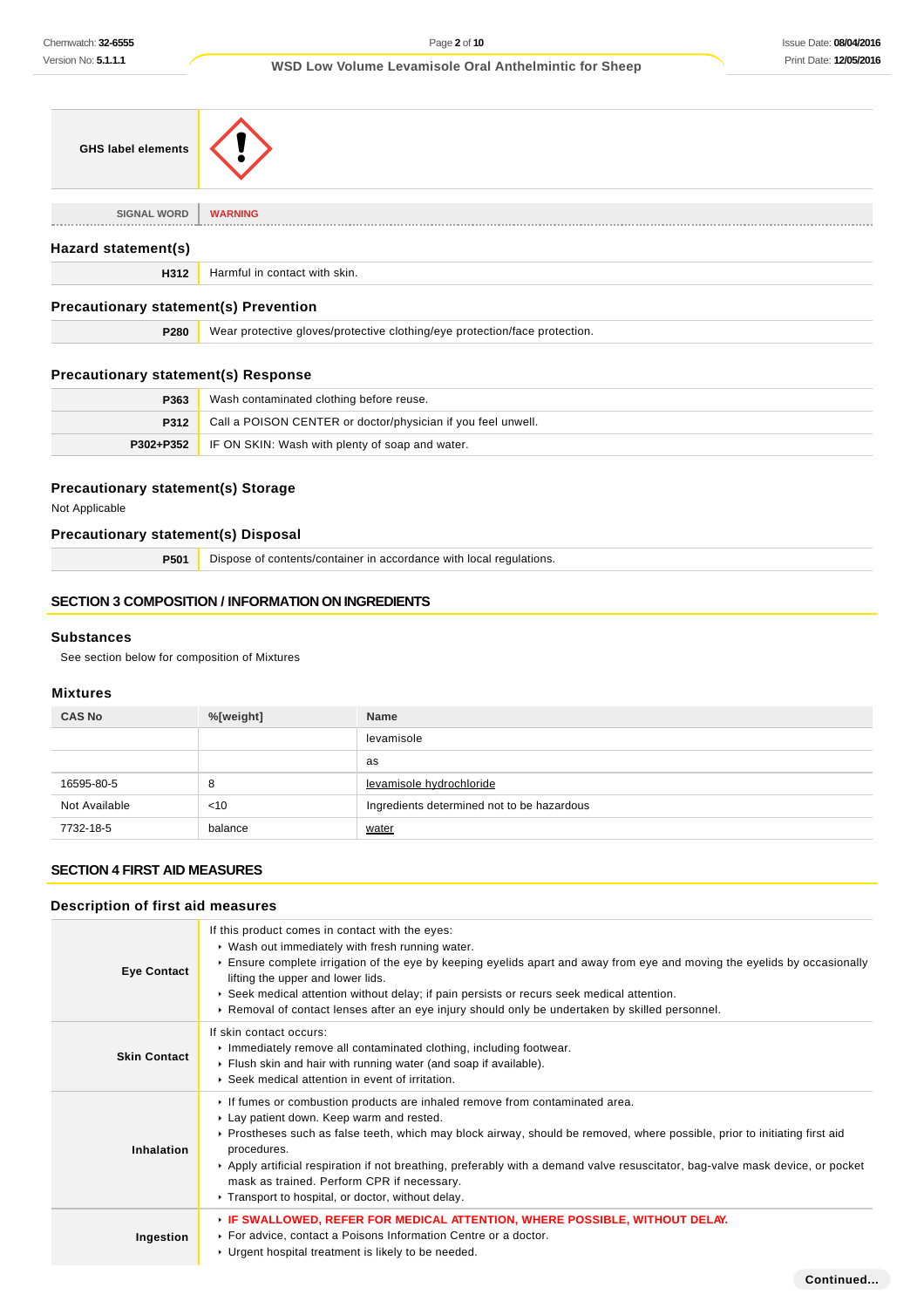| GHS label elements | |
|---|---|
| SIGNAL WORD | WARNING |

### Hazard statement(s)

| | |
|---|---|
| H312 | Harmful in contact with skin. |

### Precautionary statement(s) Prevention

| | |
|---|---|
| P280 | Wear protective gloves/protective clothing/eye protection/face protection. |

### Precautionary statement(s) Response

| | |
|---|---|
| P363 | Wash contaminated clothing before reuse. |
| P312 | Call a POISON CENTER or doctor/physician if you feel unwell. |
| P302+P352 | IF ON SKIN: Wash with plenty of soap and water. |

### Precautionary statement(s) Storage

Not Applicable

### Precautionary statement(s) Disposal

| | |
|---|---|
| P501 | Dispose of contents/container in accordance with local regulations. |

## SECTION 3 COMPOSITION / INFORMATION ON INGREDIENTS

### Substances

See section below for composition of Mixtures

### Mixtures

| CAS No | %[weight] | Name |
|---|---|---|
| | | levamisole |
| | | as |
| 16595-80-5 | 8 | levamisole hydrochloride |
| Not Available | <10 | Ingredients determined not to be hazardous |
| 7732-18-5 | balance | water |

## SECTION 4 FIRST AID MEASURES

### Description of first aid measures

| | |
|---|---|
| Eye Contact | If this product comes in contact with the eyes:<br>▸ Wash out immediately with fresh running water.<br>▸ Ensure complete irrigation of the eye by keeping eyelids apart and away from eye and moving the eyelids by occasionally lifting the upper and lower lids.<br>▸ Seek medical attention without delay; if pain persists or recurs seek medical attention.<br>▸ Removal of contact lenses after an eye injury should only be undertaken by skilled personnel. |
| Skin Contact | If skin contact occurs:<br>▸ Immediately remove all contaminated clothing, including footwear.<br>▸ Flush skin and hair with running water (and soap if available).<br>▸ Seek medical attention in event of irritation. |
| Inhalation | ▸ If fumes or combustion products are inhaled remove from contaminated area.<br>▸ Lay patient down. Keep warm and rested.<br>▸ Prostheses such as false teeth, which may block airway, should be removed, where possible, prior to initiating first aid procedures.<br>▸ Apply artificial respiration if not breathing, preferably with a demand valve resuscitator, bag-valve mask device, or pocket mask as trained. Perform CPR if necessary.<br>▸ Transport to hospital, or doctor, without delay. |
| Ingestion | ▸ **IF SWALLOWED, REFER FOR MEDICAL ATTENTION, WHERE POSSIBLE, WITHOUT DELAY.**<br>▸ For advice, contact a Poisons Information Centre or a doctor.<br>▸ Urgent hospital treatment is likely to be needed. |

**Continued...**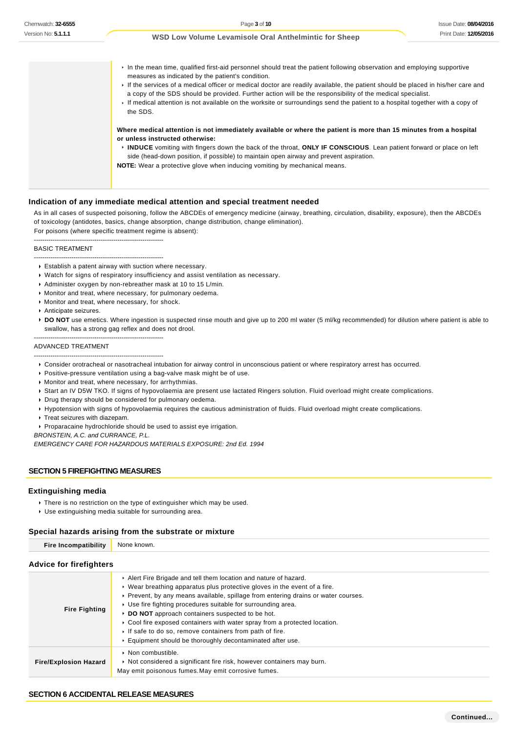- In the mean time, qualified first-aid personnel should treat the patient following observation and employing supportive measures as indicated by the patient's condition.
- If the services of a medical officer or medical doctor are readily available, the patient should be placed in his/her care and a copy of the SDS should be provided. Further action will be the responsibility of the medical specialist.
- If medical attention is not available on the worksite or surroundings send the patient to a hospital together with a copy of the SDS.

**Where medical attention is not immediately available or where the patient is more than 15 minutes from a hospital or unless instructed otherwise:**

- **INDUCE** vomiting with fingers down the back of the throat, **ONLY IF CONSCIOUS**. Lean patient forward or place on left side (head-down position, if possible) to maintain open airway and prevent aspiration.

**NOTE:** Wear a protective glove when inducing vomiting by mechanical means.

### Indication of any immediate medical attention and special treatment needed

As in all cases of suspected poisoning, follow the ABCDEs of emergency medicine (airway, breathing, circulation, disability, exposure), then the ABCDEs of toxicology (antidotes, basics, change absorption, change distribution, change elimination).
For poisons (where specific treatment regime is absent):

--------------------------------------------------------------
BASIC TREATMENT
--------------------------------------------------------------

- Establish a patent airway with suction where necessary.
- Watch for signs of respiratory insufficiency and assist ventilation as necessary.
- Administer oxygen by non-rebreather mask at 10 to 15 L/min.
- Monitor and treat, where necessary, for pulmonary oedema.
- Monitor and treat, where necessary, for shock.
- Anticipate seizures.
- **DO NOT** use emetics. Where ingestion is suspected rinse mouth and give up to 200 ml water (5 ml/kg recommended) for dilution where patient is able to swallow, has a strong gag reflex and does not drool.

--------------------------------------------------------------
ADVANCED TREATMENT
--------------------------------------------------------------

- Consider orotracheal or nasotracheal intubation for airway control in unconscious patient or where respiratory arrest has occurred.
- Positive-pressure ventilation using a bag-valve mask might be of use.
- Monitor and treat, where necessary, for arrhythmias.
- Start an IV D5W TKO. If signs of hypovolaemia are present use lactated Ringers solution. Fluid overload might create complications.
- Drug therapy should be considered for pulmonary oedema.
- Hypotension with signs of hypovolaemia requires the cautious administration of fluids. Fluid overload might create complications.
- Treat seizures with diazepam.
- Proparacaine hydrochloride should be used to assist eye irrigation.

*BRONSTEIN, A.C. and CURRANCE, P.L.*
*EMERGENCY CARE FOR HAZARDOUS MATERIALS EXPOSURE: 2nd Ed. 1994*

## SECTION 5 FIREFIGHTING MEASURES

### Extinguishing media

- There is no restriction on the type of extinguisher which may be used.
- Use extinguishing media suitable for surrounding area.

### Special hazards arising from the substrate or mixture

| | |
|---|---|
| **Fire Incompatibility** | None known. |

### Advice for firefighters

| | |
|---|---|
| **Fire Fighting** | - Alert Fire Brigade and tell them location and nature of hazard.<br>- Wear breathing apparatus plus protective gloves in the event of a fire.<br>- Prevent, by any means available, spillage from entering drains or water courses.<br>- Use fire fighting procedures suitable for surrounding area.<br>- **DO NOT** approach containers suspected to be hot.<br>- Cool fire exposed containers with water spray from a protected location.<br>- If safe to do so, remove containers from path of fire.<br>- Equipment should be thoroughly decontaminated after use. |
| **Fire/Explosion Hazard** | - Non combustible.<br>- Not considered a significant fire risk, however containers may burn.<br>May emit poisonous fumes.May emit corrosive fumes. |

## SECTION 6 ACCIDENTAL RELEASE MEASURES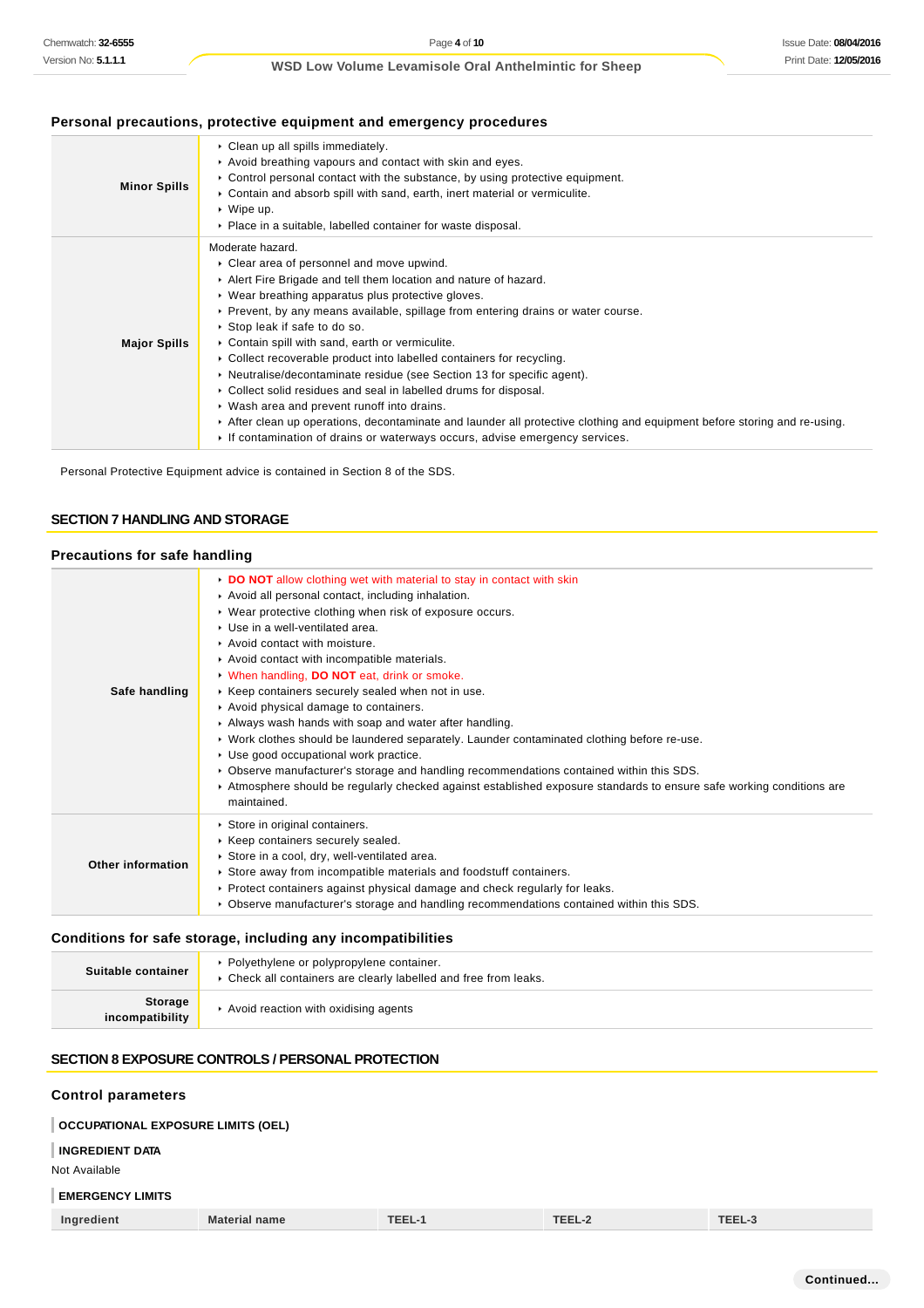### Personal precautions, protective equipment and emergency procedures

| | |
|---|---|
| **Minor Spills** | ‣ Clean up all spills immediately.<br>‣ Avoid breathing vapours and contact with skin and eyes.<br>‣ Control personal contact with the substance, by using protective equipment.<br>‣ Contain and absorb spill with sand, earth, inert material or vermiculite.<br>‣ Wipe up.<br>‣ Place in a suitable, labelled container for waste disposal. |
| **Major Spills** | Moderate hazard.<br>‣ Clear area of personnel and move upwind.<br>‣ Alert Fire Brigade and tell them location and nature of hazard.<br>‣ Wear breathing apparatus plus protective gloves.<br>‣ Prevent, by any means available, spillage from entering drains or water course.<br>‣ Stop leak if safe to do so.<br>‣ Contain spill with sand, earth or vermiculite.<br>‣ Collect recoverable product into labelled containers for recycling.<br>‣ Neutralise/decontaminate residue (see Section 13 for specific agent).<br>‣ Collect solid residues and seal in labelled drums for disposal.<br>‣ Wash area and prevent runoff into drains.<br>‣ After clean up operations, decontaminate and launder all protective clothing and equipment before storing and re-using.<br>‣ If contamination of drains or waterways occurs, advise emergency services. |

Personal Protective Equipment advice is contained in Section 8 of the SDS.

## SECTION 7 HANDLING AND STORAGE

### Precautions for safe handling

| | |
|---|---|
| **Safe handling** | ‣ **DO NOT** allow clothing wet with material to stay in contact with skin<br>‣ Avoid all personal contact, including inhalation.<br>‣ Wear protective clothing when risk of exposure occurs.<br>‣ Use in a well-ventilated area.<br>‣ Avoid contact with moisture.<br>‣ Avoid contact with incompatible materials.<br>‣ When handling, **DO NOT** eat, drink or smoke.<br>‣ Keep containers securely sealed when not in use.<br>‣ Avoid physical damage to containers.<br>‣ Always wash hands with soap and water after handling.<br>‣ Work clothes should be laundered separately. Launder contaminated clothing before re-use.<br>‣ Use good occupational work practice.<br>‣ Observe manufacturer's storage and handling recommendations contained within this SDS.<br>‣ Atmosphere should be regularly checked against established exposure standards to ensure safe working conditions are maintained. |
| **Other information** | ‣ Store in original containers.<br>‣ Keep containers securely sealed.<br>‣ Store in a cool, dry, well-ventilated area.<br>‣ Store away from incompatible materials and foodstuff containers.<br>‣ Protect containers against physical damage and check regularly for leaks.<br>‣ Observe manufacturer's storage and handling recommendations contained within this SDS. |

### Conditions for safe storage, including any incompatibilities

| | |
|---|---|
| **Suitable container** | ‣ Polyethylene or polypropylene container.<br>‣ Check all containers are clearly labelled and free from leaks. |
| **Storage incompatibility** | ‣ Avoid reaction with oxidising agents |

## SECTION 8 EXPOSURE CONTROLS / PERSONAL PROTECTION

### Control parameters

**OCCUPATIONAL EXPOSURE LIMITS (OEL)**

**INGREDIENT DATA**

Not Available

**EMERGENCY LIMITS**

| Ingredient | Material name | TEEL-1 | TEEL-2 | TEEL-3 |
|---|---|---|---|---|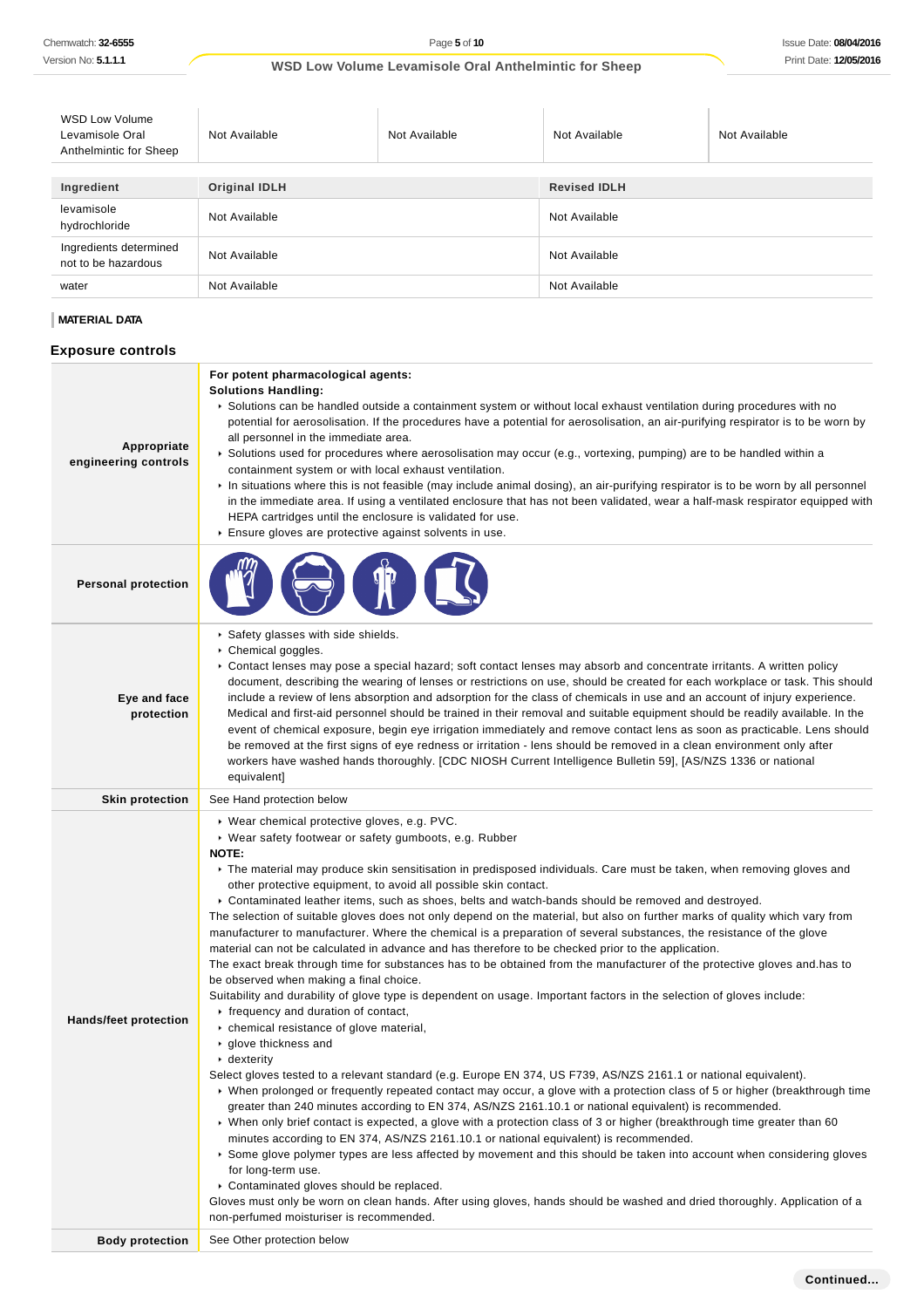| WSD Low Volume Levamisole Oral Anthelmintic for Sheep | Not Available | Not Available | Not Available | Not Available |
|---|---|---|---|---|

| Ingredient | Original IDLH | Revised IDLH |
|---|---|---|
| levamisole hydrochloride | Not Available | Not Available |
| Ingredients determined not to be hazardous | Not Available | Not Available |
| water | Not Available | Not Available |

**MATERIAL DATA**

## Exposure controls

| | |
|---|---|
| **Appropriate engineering controls** | **For potent pharmacological agents:**<br>**Solutions Handling:**<br>▸ Solutions can be handled outside a containment system or without local exhaust ventilation during procedures with no potential for aerosolisation. If the procedures have a potential for aerosolisation, an air-purifying respirator is to be worn by all personnel in the immediate area.<br>▸ Solutions used for procedures where aerosolisation may occur (e.g., vortexing, pumping) are to be handled within a containment system or with local exhaust ventilation.<br>▸ In situations where this is not feasible (may include animal dosing), an air-purifying respirator is to be worn by all personnel in the immediate area. If using a ventilated enclosure that has not been validated, wear a half-mask respirator equipped with HEPA cartridges until the enclosure is validated for use.<br>▸ Ensure gloves are protective against solvents in use. |
| **Personal protection** | |
| **Eye and face protection** | ▸ Safety glasses with side shields.<br>▸ Chemical goggles.<br>▸ Contact lenses may pose a special hazard; soft contact lenses may absorb and concentrate irritants. A written policy document, describing the wearing of lenses or restrictions on use, should be created for each workplace or task. This should include a review of lens absorption and adsorption for the class of chemicals in use and an account of injury experience. Medical and first-aid personnel should be trained in their removal and suitable equipment should be readily available. In the event of chemical exposure, begin eye irrigation immediately and remove contact lens as soon as practicable. Lens should be removed at the first signs of eye redness or irritation - lens should be removed in a clean environment only after workers have washed hands thoroughly. [CDC NIOSH Current Intelligence Bulletin 59], [AS/NZS 1336 or national equivalent] |
| **Skin protection** | See Hand protection below |
| **Hands/feet protection** | ▸ Wear chemical protective gloves, e.g. PVC.<br>▸ Wear safety footwear or safety gumboots, e.g. Rubber<br>**NOTE:**<br>▸ The material may produce skin sensitisation in predisposed individuals. Care must be taken, when removing gloves and other protective equipment, to avoid all possible skin contact.<br>▸ Contaminated leather items, such as shoes, belts and watch-bands should be removed and destroyed.<br>The selection of suitable gloves does not only depend on the material, but also on further marks of quality which vary from manufacturer to manufacturer. Where the chemical is a preparation of several substances, the resistance of the glove material can not be calculated in advance and has therefore to be checked prior to the application.<br>The exact break through time for substances has to be obtained from the manufacturer of the protective gloves and.has to be observed when making a final choice.<br>Suitability and durability of glove type is dependent on usage. Important factors in the selection of gloves include:<br>▸ frequency and duration of contact,<br>▸ chemical resistance of glove material,<br>▸ glove thickness and<br>▸ dexterity<br>Select gloves tested to a relevant standard (e.g. Europe EN 374, US F739, AS/NZS 2161.1 or national equivalent).<br>▸ When prolonged or frequently repeated contact may occur, a glove with a protection class of 5 or higher (breakthrough time greater than 240 minutes according to EN 374, AS/NZS 2161.10.1 or national equivalent) is recommended.<br>▸ When only brief contact is expected, a glove with a protection class of 3 or higher (breakthrough time greater than 60 minutes according to EN 374, AS/NZS 2161.10.1 or national equivalent) is recommended.<br>▸ Some glove polymer types are less affected by movement and this should be taken into account when considering gloves for long-term use.<br>▸ Contaminated gloves should be replaced.<br>Gloves must only be worn on clean hands. After using gloves, hands should be washed and dried thoroughly. Application of a non-perfumed moisturiser is recommended. |
| **Body protection** | See Other protection below |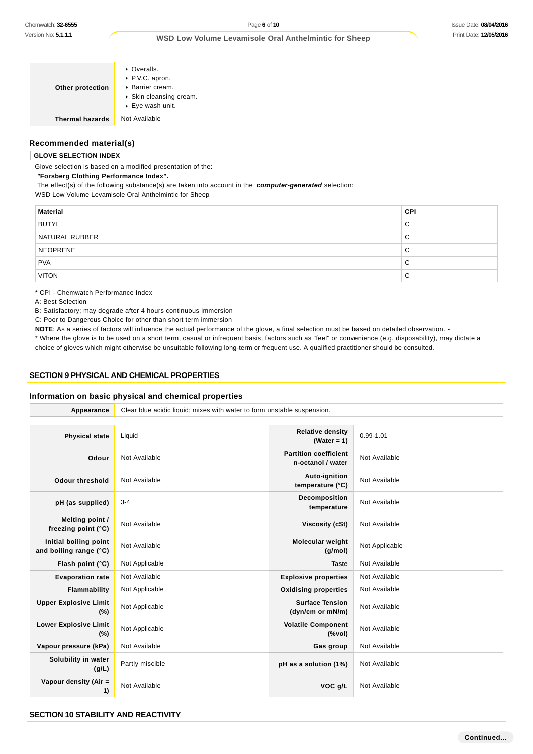| | |
|---|---|
| **Other protection** | ▸ Overalls.<br>▸ P.V.C. apron.<br>▸ Barrier cream.<br>▸ Skin cleansing cream.<br>▸ Eye wash unit. |
| **Thermal hazards** | Not Available |

## Recommended material(s)

**GLOVE SELECTION INDEX**

Glove selection is based on a modified presentation of the:

**"Forsberg Clothing Performance Index".**

The effect(s) of the following substance(s) are taken into account in the ***computer-generated*** selection:

WSD Low Volume Levamisole Oral Anthelmintic for Sheep

| Material | CPI |
|---|---|
| BUTYL | C |
| NATURAL RUBBER | C |
| NEOPRENE | C |
| PVA | C |
| VITON | C |

* CPI - Chemwatch Performance Index

A: Best Selection

B: Satisfactory; may degrade after 4 hours continuous immersion

C: Poor to Dangerous Choice for other than short term immersion

**NOTE**: As a series of factors will influence the actual performance of the glove, a final selection must be based on detailed observation. -

* Where the glove is to be used on a short term, casual or infrequent basis, factors such as "feel" or convenience (e.g. disposability), may dictate a choice of gloves which might otherwise be unsuitable following long-term or frequent use. A qualified practitioner should be consulted.

## SECTION 9 PHYSICAL AND CHEMICAL PROPERTIES

### Information on basic physical and chemical properties

| | | | |
|---|---|---|---|
| **Appearance** | Clear blue acidic liquid; mixes with water to form unstable suspension. | | |
| **Physical state** | Liquid | **Relative density (Water = 1)** | 0.99-1.01 |
| **Odour** | Not Available | **Partition coefficient n-octanol / water** | Not Available |
| **Odour threshold** | Not Available | **Auto-ignition temperature (°C)** | Not Available |
| **pH (as supplied)** | 3-4 | **Decomposition temperature** | Not Available |
| **Melting point / freezing point (°C)** | Not Available | **Viscosity (cSt)** | Not Available |
| **Initial boiling point and boiling range (°C)** | Not Available | **Molecular weight (g/mol)** | Not Applicable |
| **Flash point (°C)** | Not Applicable | **Taste** | Not Available |
| **Evaporation rate** | Not Available | **Explosive properties** | Not Available |
| **Flammability** | Not Applicable | **Oxidising properties** | Not Available |
| **Upper Explosive Limit (%)** | Not Applicable | **Surface Tension (dyn/cm or mN/m)** | Not Available |
| **Lower Explosive Limit (%)** | Not Applicable | **Volatile Component (%vol)** | Not Available |
| **Vapour pressure (kPa)** | Not Available | **Gas group** | Not Available |
| **Solubility in water (g/L)** | Partly miscible | **pH as a solution (1%)** | Not Available |
| **Vapour density (Air = 1)** | Not Available | **VOC g/L** | Not Available |

## SECTION 10 STABILITY AND REACTIVITY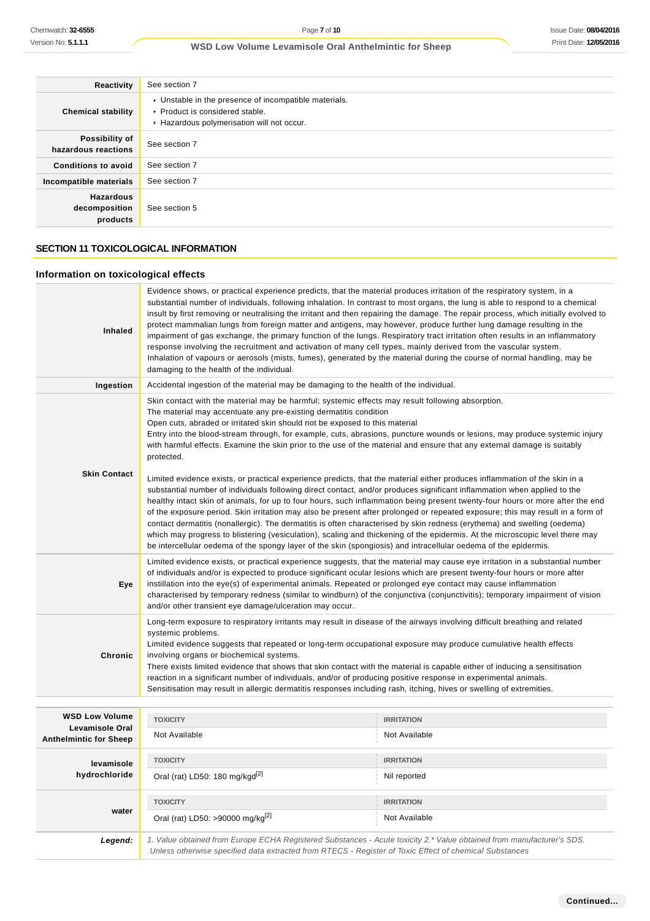| | |
|---|---|
| **Reactivity** | See section 7 |
| **Chemical stability** | ▸ Unstable in the presence of incompatible materials.<br>▸ Product is considered stable.<br>▸ Hazardous polymerisation will not occur. |
| **Possibility of hazardous reactions** | See section 7 |
| **Conditions to avoid** | See section 7 |
| **Incompatible materials** | See section 7 |
| **Hazardous decomposition products** | See section 5 |

## SECTION 11 TOXICOLOGICAL INFORMATION

### Information on toxicological effects

| | |
|---|---|
| **Inhaled** | Evidence shows, or practical experience predicts, that the material produces irritation of the respiratory system, in a substantial number of individuals, following inhalation. In contrast to most organs, the lung is able to respond to a chemical insult by first removing or neutralising the irritant and then repairing the damage. The repair process, which initially evolved to protect mammalian lungs from foreign matter and antigens, may however, produce further lung damage resulting in the impairment of gas exchange, the primary function of the lungs. Respiratory tract irritation often results in an inflammatory response involving the recruitment and activation of many cell types, mainly derived from the vascular system.<br>Inhalation of vapours or aerosols (mists, fumes), generated by the material during the course of normal handling, may be damaging to the health of the individual. |
| **Ingestion** | Accidental ingestion of the material may be damaging to the health of the individual. |
| **Skin Contact** | Skin contact with the material may be harmful; systemic effects may result following absorption.<br>The material may accentuate any pre-existing dermatitis condition<br>Open cuts, abraded or irritated skin should not be exposed to this material<br>Entry into the blood-stream through, for example, cuts, abrasions, puncture wounds or lesions, may produce systemic injury with harmful effects. Examine the skin prior to the use of the material and ensure that any external damage is suitably protected.<br><br>Limited evidence exists, or practical experience predicts, that the material either produces inflammation of the skin in a substantial number of individuals following direct contact, and/or produces significant inflammation when applied to the healthy intact skin of animals, for up to four hours, such inflammation being present twenty-four hours or more after the end of the exposure period. Skin irritation may also be present after prolonged or repeated exposure; this may result in a form of contact dermatitis (nonallergic). The dermatitis is often characterised by skin redness (erythema) and swelling (oedema) which may progress to blistering (vesiculation), scaling and thickening of the epidermis. At the microscopic level there may be intercellular oedema of the spongy layer of the skin (spongiosis) and intracellular oedema of the epidermis. |
| **Eye** | Limited evidence exists, or practical experience suggests, that the material may cause eye irritation in a substantial number of individuals and/or is expected to produce significant ocular lesions which are present twenty-four hours or more after instillation into the eye(s) of experimental animals. Repeated or prolonged eye contact may cause inflammation characterised by temporary redness (similar to windburn) of the conjunctiva (conjunctivitis); temporary impairment of vision and/or other transient eye damage/ulceration may occur. |
| **Chronic** | Long-term exposure to respiratory irritants may result in disease of the airways involving difficult breathing and related systemic problems.<br>Limited evidence suggests that repeated or long-term occupational exposure may produce cumulative health effects involving organs or biochemical systems.<br>There exists limited evidence that shows that skin contact with the material is capable either of inducing a sensitisation reaction in a significant number of individuals, and/or of producing positive response in experimental animals.<br>Sensitisation may result in allergic dermatitis responses including rash, itching, hives or swelling of extremities. |

| | TOXICITY | IRRITATION |
|---|---|---|
| **WSD Low Volume Levamisole Oral Anthelmintic for Sheep** | Not Available | Not Available |
| **levamisole hydrochloride** | Oral (rat) LD50: 180 mg/kgd[2] | Nil reported |
| **water** | Oral (rat) LD50: >90000 mg/kg[2] | Not Available |
| ***Legend:*** | *1. Value obtained from Europe ECHA Registered Substances - Acute toxicity 2.\* Value obtained from manufacturer's SDS. Unless otherwise specified data extracted from RTECS - Register of Toxic Effect of chemical Substances* | |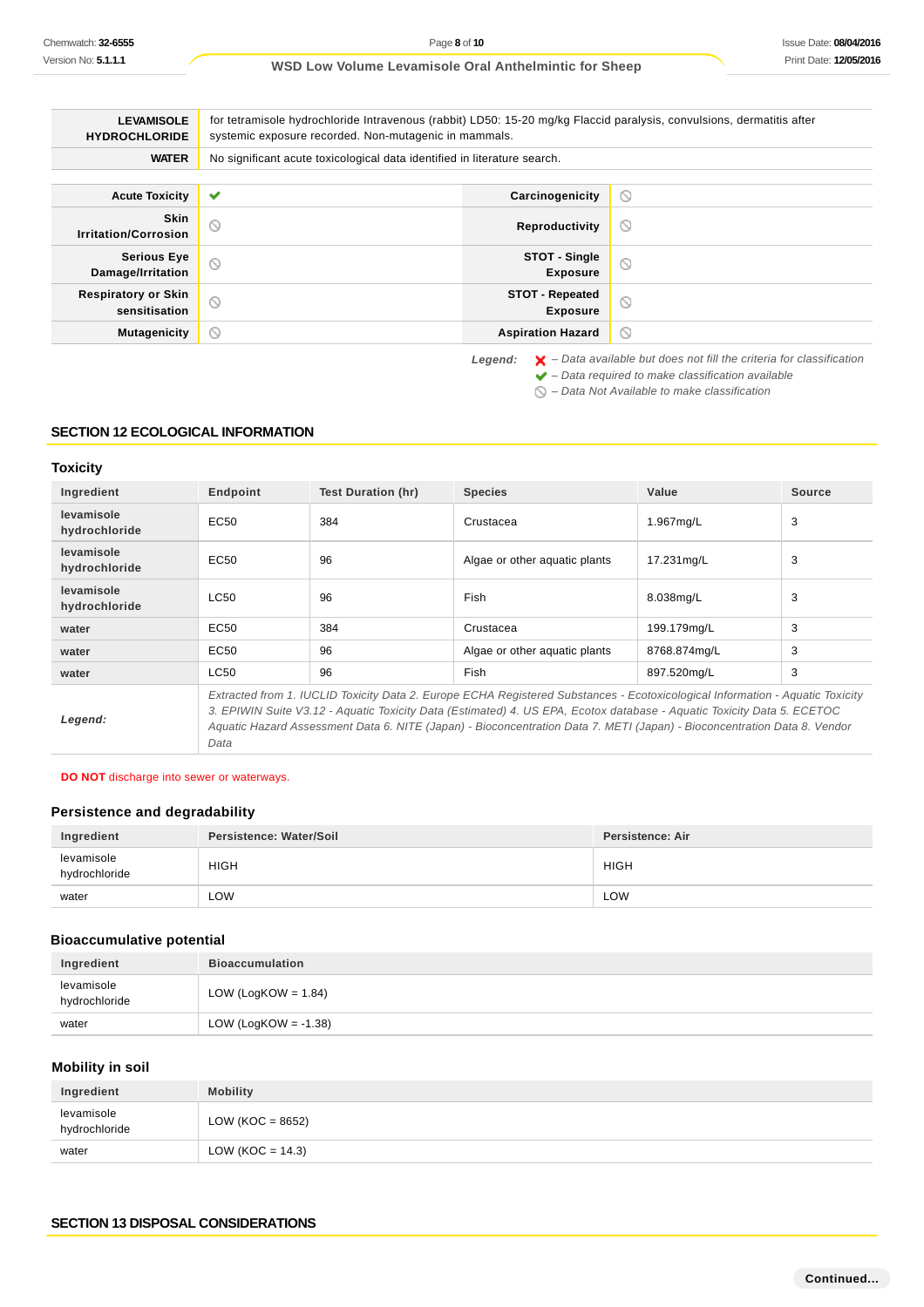| | |
|---|---|
| **LEVAMISOLE HYDROCHLORIDE** | for tetramisole hydrochloride Intravenous (rabbit) LD50: 15-20 mg/kg Flaccid paralysis, convulsions, dermatitis after systemic exposure recorded. Non-mutagenic in mammals. |
| **WATER** | No significant acute toxicological data identified in literature search. |

| | | | |
|---|---|---|---|
| **Acute Toxicity** | ✔ | **Carcinogenicity** | ⊘ |
| **Skin Irritation/Corrosion** | ⊘ | **Reproductivity** | ⊘ |
| **Serious Eye Damage/Irritation** | ⊘ | **STOT - Single Exposure** | ⊘ |
| **Respiratory or Skin sensitisation** | ⊘ | **STOT - Repeated Exposure** | ⊘ |
| **Mutagenicity** | ⊘ | **Aspiration Hazard** | ⊘ |

*Legend:*
- ✘ *– Data available but does not fill the criteria for classification*
- ✔ *– Data required to make classification available*
- ⊘ *– Data Not Available to make classification*

## SECTION 12 ECOLOGICAL INFORMATION

### Toxicity

| Ingredient | Endpoint | Test Duration (hr) | Species | Value | Source |
|---|---|---|---|---|---|
| **levamisole hydrochloride** | EC50 | 384 | Crustacea | 1.967mg/L | 3 |
| **levamisole hydrochloride** | EC50 | 96 | Algae or other aquatic plants | 17.231mg/L | 3 |
| **levamisole hydrochloride** | LC50 | 96 | Fish | 8.038mg/L | 3 |
| **water** | EC50 | 384 | Crustacea | 199.179mg/L | 3 |
| **water** | EC50 | 96 | Algae or other aquatic plants | 8768.874mg/L | 3 |
| **water** | LC50 | 96 | Fish | 897.520mg/L | 3 |
| ***Legend:*** | *Extracted from 1. IUCLID Toxicity Data 2. Europe ECHA Registered Substances - Ecotoxicological Information - Aquatic Toxicity 3. EPIWIN Suite V3.12 - Aquatic Toxicity Data (Estimated) 4. US EPA, Ecotox database - Aquatic Toxicity Data 5. ECETOC Aquatic Hazard Assessment Data 6. NITE (Japan) - Bioconcentration Data 7. METI (Japan) - Bioconcentration Data 8. Vendor Data* | | | | |

**DO NOT** discharge into sewer or waterways.

### Persistence and degradability

| Ingredient | Persistence: Water/Soil | Persistence: Air |
|---|---|---|
| levamisole hydrochloride | HIGH | HIGH |
| water | LOW | LOW |

### Bioaccumulative potential

| Ingredient | Bioaccumulation |
|---|---|
| levamisole hydrochloride | LOW (LogKOW = 1.84) |
| water | LOW (LogKOW = -1.38) |

### Mobility in soil

| Ingredient | Mobility |
|---|---|
| levamisole hydrochloride | LOW (KOC = 8652) |
| water | LOW (KOC = 14.3) |

## SECTION 13 DISPOSAL CONSIDERATIONS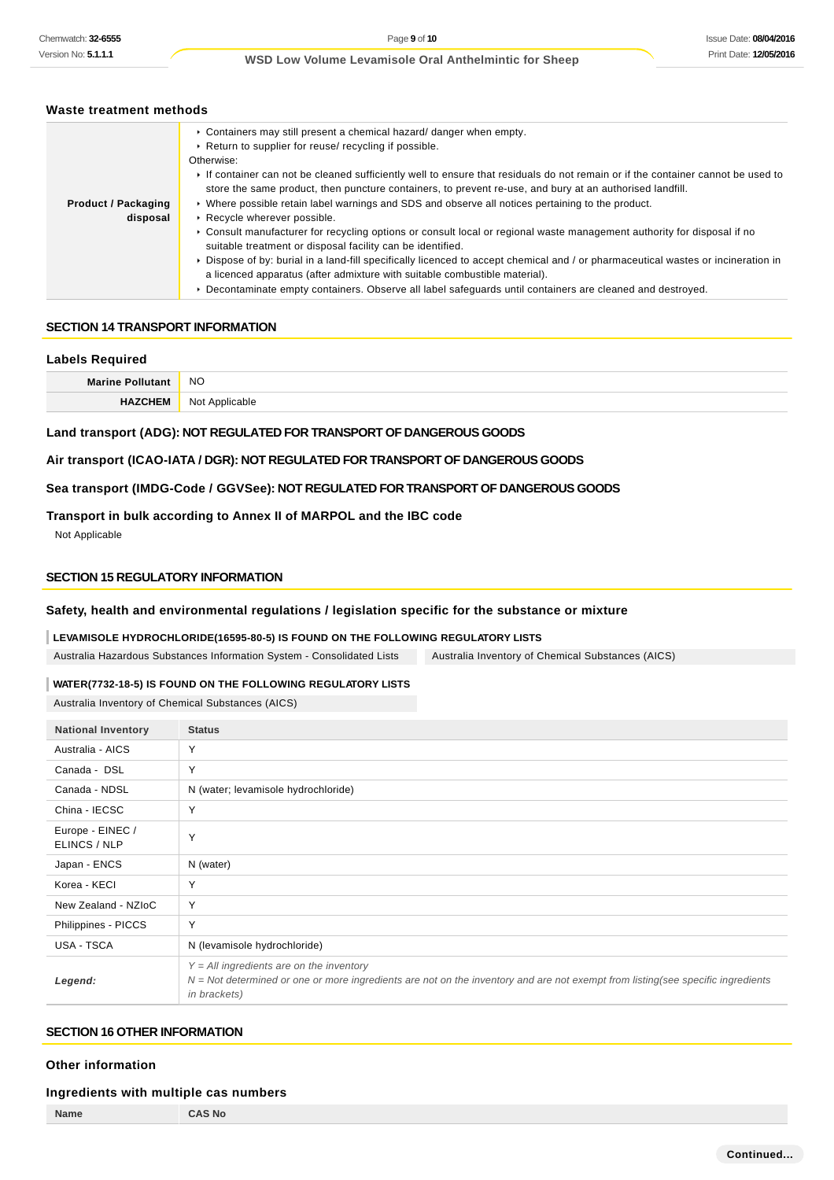### Waste treatment methods

| | |
|---|---|
| **Product / Packaging disposal** | ▸ Containers may still present a chemical hazard/ danger when empty.<br>▸ Return to supplier for reuse/ recycling if possible.<br>Otherwise:<br>▸ If container can not be cleaned sufficiently well to ensure that residuals do not remain or if the container cannot be used to store the same product, then puncture containers, to prevent re-use, and bury at an authorised landfill.<br>▸ Where possible retain label warnings and SDS and observe all notices pertaining to the product.<br>▸ Recycle wherever possible.<br>▸ Consult manufacturer for recycling options or consult local or regional waste management authority for disposal if no suitable treatment or disposal facility can be identified.<br>▸ Dispose of by: burial in a land-fill specifically licenced to accept chemical and / or pharmaceutical wastes or incineration in a licenced apparatus (after admixture with suitable combustible material).<br>▸ Decontaminate empty containers. Observe all label safeguards until containers are cleaned and destroyed. |

## SECTION 14 TRANSPORT INFORMATION

### Labels Required

| | |
|---|---|
| **Marine Pollutant** | NO |
| **HAZCHEM** | Not Applicable |

### Land transport (ADG): NOT REGULATED FOR TRANSPORT OF DANGEROUS GOODS

### Air transport (ICAO-IATA / DGR): NOT REGULATED FOR TRANSPORT OF DANGEROUS GOODS

### Sea transport (IMDG-Code / GGVSee): NOT REGULATED FOR TRANSPORT OF DANGEROUS GOODS

### Transport in bulk according to Annex II of MARPOL and the IBC code

Not Applicable

## SECTION 15 REGULATORY INFORMATION

### Safety, health and environmental regulations / legislation specific for the substance or mixture

**LEVAMISOLE HYDROCHLORIDE(16595-80-5) IS FOUND ON THE FOLLOWING REGULATORY LISTS**

| | |
|---|---|
| Australia Hazardous Substances Information System - Consolidated Lists | Australia Inventory of Chemical Substances (AICS) |

**WATER(7732-18-5) IS FOUND ON THE FOLLOWING REGULATORY LISTS**

Australia Inventory of Chemical Substances (AICS)

| National Inventory | Status |
|---|---|
| Australia - AICS | Y |
| Canada - DSL | Y |
| Canada - NDSL | N (water; levamisole hydrochloride) |
| China - IECSC | Y |
| Europe - EINEC / ELINCS / NLP | Y |
| Japan - ENCS | N (water) |
| Korea - KECI | Y |
| New Zealand - NZIoC | Y |
| Philippines - PICCS | Y |
| USA - TSCA | N (levamisole hydrochloride) |
| ***Legend:*** | *Y = All ingredients are on the inventory*<br>*N = Not determined or one or more ingredients are not on the inventory and are not exempt from listing(see specific ingredients in brackets)* |

## SECTION 16 OTHER INFORMATION

### Other information

### Ingredients with multiple cas numbers

| Name | CAS No |
|---|---|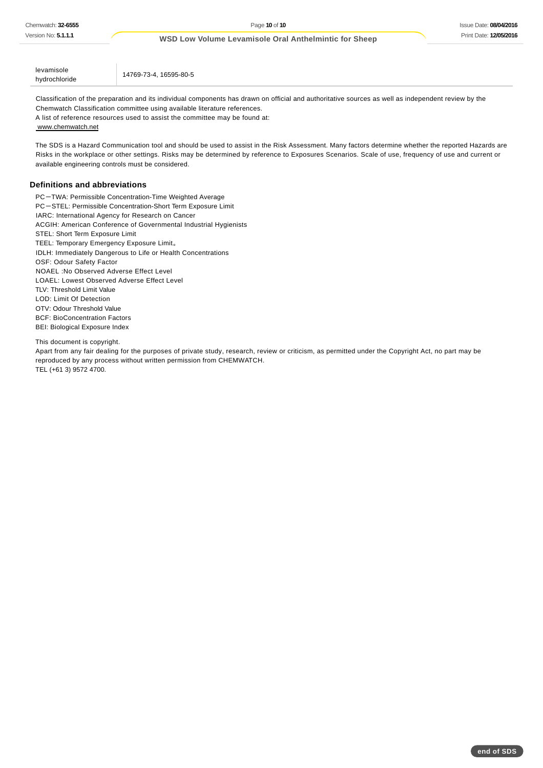| | |
|---|---|
| levamisole hydrochloride | 14769-73-4, 16595-80-5 |

Classification of the preparation and its individual components has drawn on official and authoritative sources as well as independent review by the Chemwatch Classification committee using available literature references.
A list of reference resources used to assist the committee may be found at:
www.chemwatch.net

The SDS is a Hazard Communication tool and should be used to assist in the Risk Assessment. Many factors determine whether the reported Hazards are Risks in the workplace or other settings. Risks may be determined by reference to Exposures Scenarios. Scale of use, frequency of use and current or available engineering controls must be considered.

### Definitions and abbreviations

PC－TWA: Permissible Concentration-Time Weighted Average
PC－STEL: Permissible Concentration-Short Term Exposure Limit
IARC: International Agency for Research on Cancer
ACGIH: American Conference of Governmental Industrial Hygienists
STEL: Short Term Exposure Limit
TEEL: Temporary Emergency Exposure Limit。
IDLH: Immediately Dangerous to Life or Health Concentrations
OSF: Odour Safety Factor
NOAEL :No Observed Adverse Effect Level
LOAEL: Lowest Observed Adverse Effect Level
TLV: Threshold Limit Value
LOD: Limit Of Detection
OTV: Odour Threshold Value
BCF: BioConcentration Factors
BEI: Biological Exposure Index

This document is copyright.
Apart from any fair dealing for the purposes of private study, research, review or criticism, as permitted under the Copyright Act, no part may be reproduced by any process without written permission from CHEMWATCH.
TEL (+61 3) 9572 4700.

end of SDS